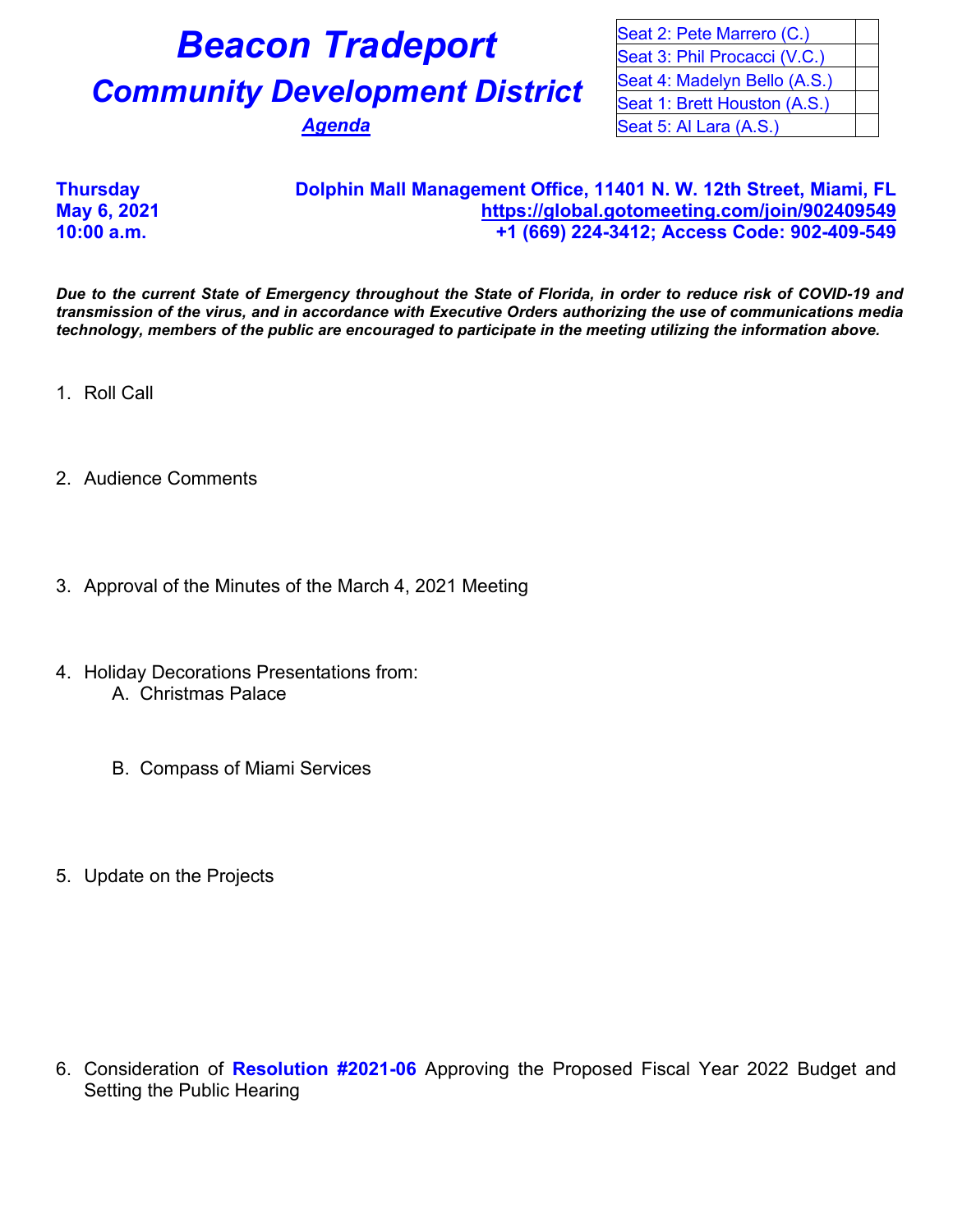# Beacon Tradeport

## Community Development District

***Agenda***

| Seat | |
|---|---|
| Seat 2: Pete Marrero (C.) | |
| Seat 3: Phil Procacci (V.C.) | |
| Seat 4: Madelyn Bello (A.S.) | |
| Seat 1: Brett Houston (A.S.) | |
| Seat 5: Al Lara (A.S.) | |

**Thursday**
**May 6, 2021**
**10:00 a.m.**

**Dolphin Mall Management Office, 11401 N. W. 12th Street, Miami, FL**
**https://global.gotomeeting.com/join/902409549**
**+1 (669) 224-3412; Access Code: 902-409-549**

***Due to the current State of Emergency throughout the State of Florida, in order to reduce risk of COVID-19 and transmission of the virus, and in accordance with Executive Orders authorizing the use of communications media technology, members of the public are encouraged to participate in the meeting utilizing the information above.***

1. Roll Call

2. Audience Comments

3. Approval of the Minutes of the March 4, 2021 Meeting

4. Holiday Decorations Presentations from:
   A. Christmas Palace

   B. Compass of Miami Services

5. Update on the Projects

6. Consideration of **Resolution #2021-06** Approving the Proposed Fiscal Year 2022 Budget and Setting the Public Hearing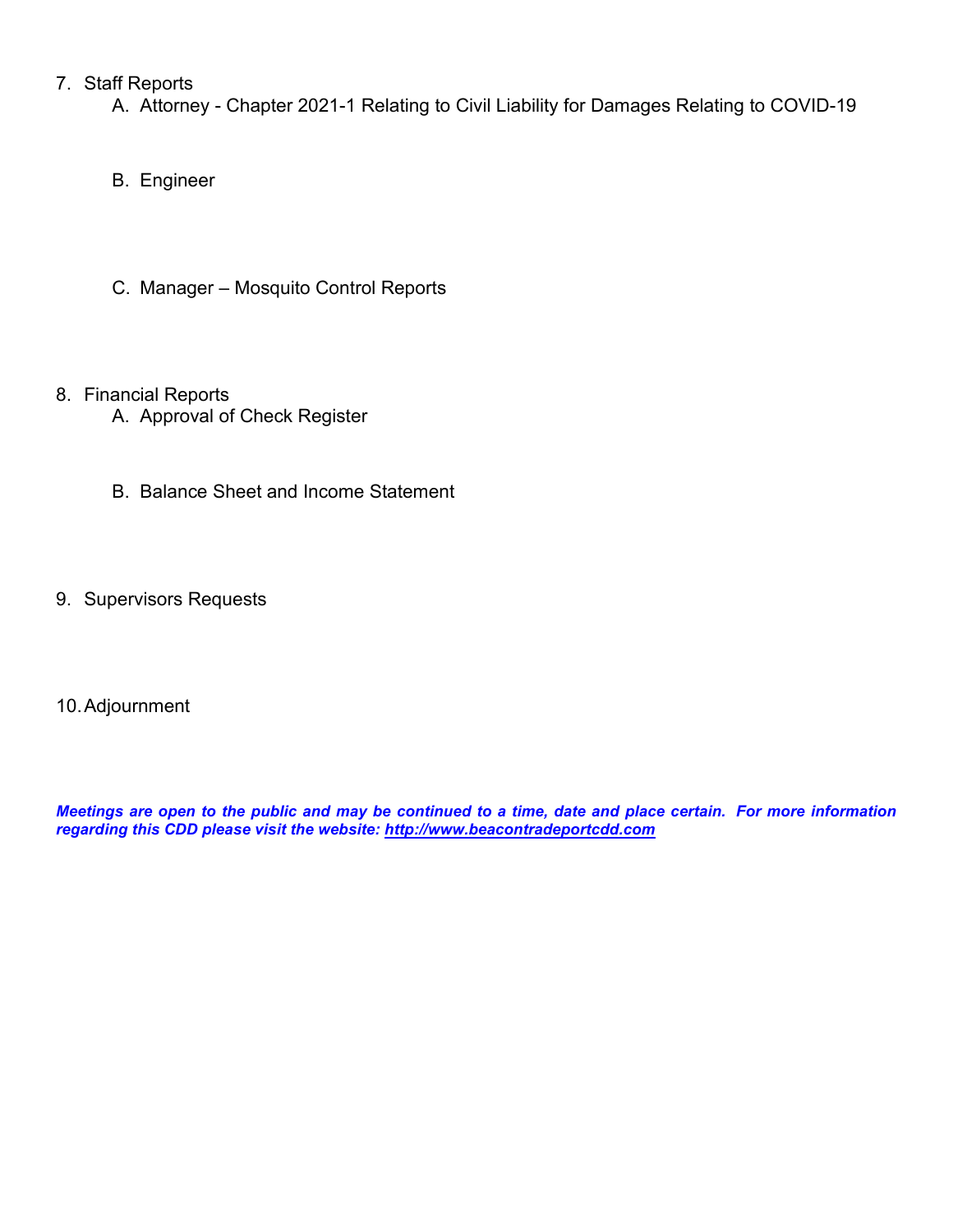7. Staff Reports
    A. Attorney - Chapter 2021-1 Relating to Civil Liability for Damages Relating to COVID-19

    B. Engineer

    C. Manager – Mosquito Control Reports

8. Financial Reports
    A. Approval of Check Register

    B. Balance Sheet and Income Statement

9. Supervisors Requests

10. Adjournment

***Meetings are open to the public and may be continued to a time, date and place certain. For more information regarding this CDD please visit the website: [http://www.beacontradeportcdd.com](http://www.beacontradeportcdd.com)***